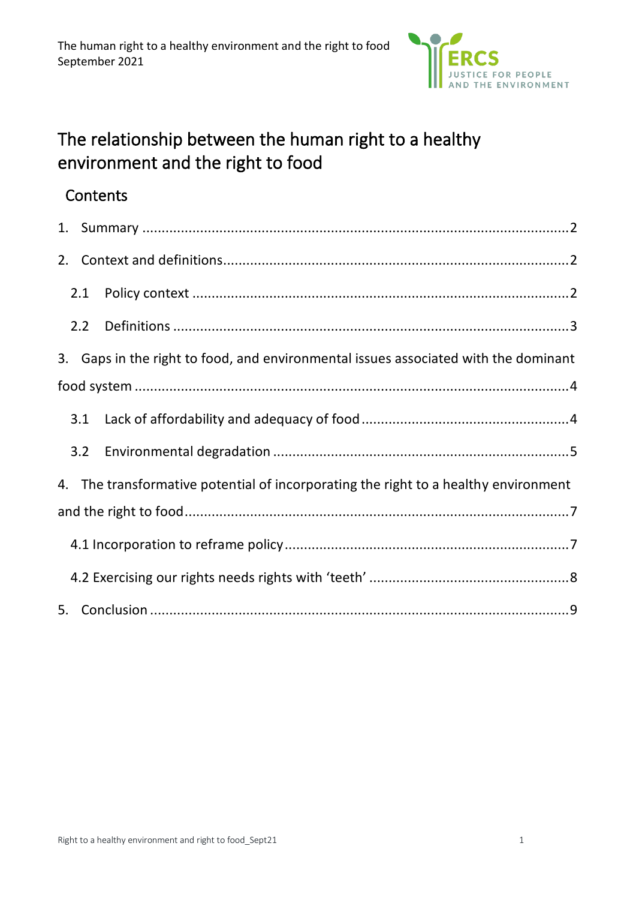# The relationship between the human right to a healthy environment and the right to food

## Contents

1. Summary ....................................................................................................2
2. Context and definitions.............................................................................2
   - 2.1 Policy context .....................................................................................2
   - 2.2 Definitions ..........................................................................................3
3. Gaps in the right to food, and environmental issues associated with the dominant food system ............................................................................................4
   - 3.1 Lack of affordability and adequacy of food .........................................4
   - 3.2 Environmental degradation ................................................................5
4. The transformative potential of incorporating the right to a healthy environment and the right to food.............................................................................................7
   - 4.1 Incorporation to reframe policy............................................................7
   - 4.2 Exercising our rights needs rights with 'teeth' .....................................8
5. Conclusion ..................................................................................................9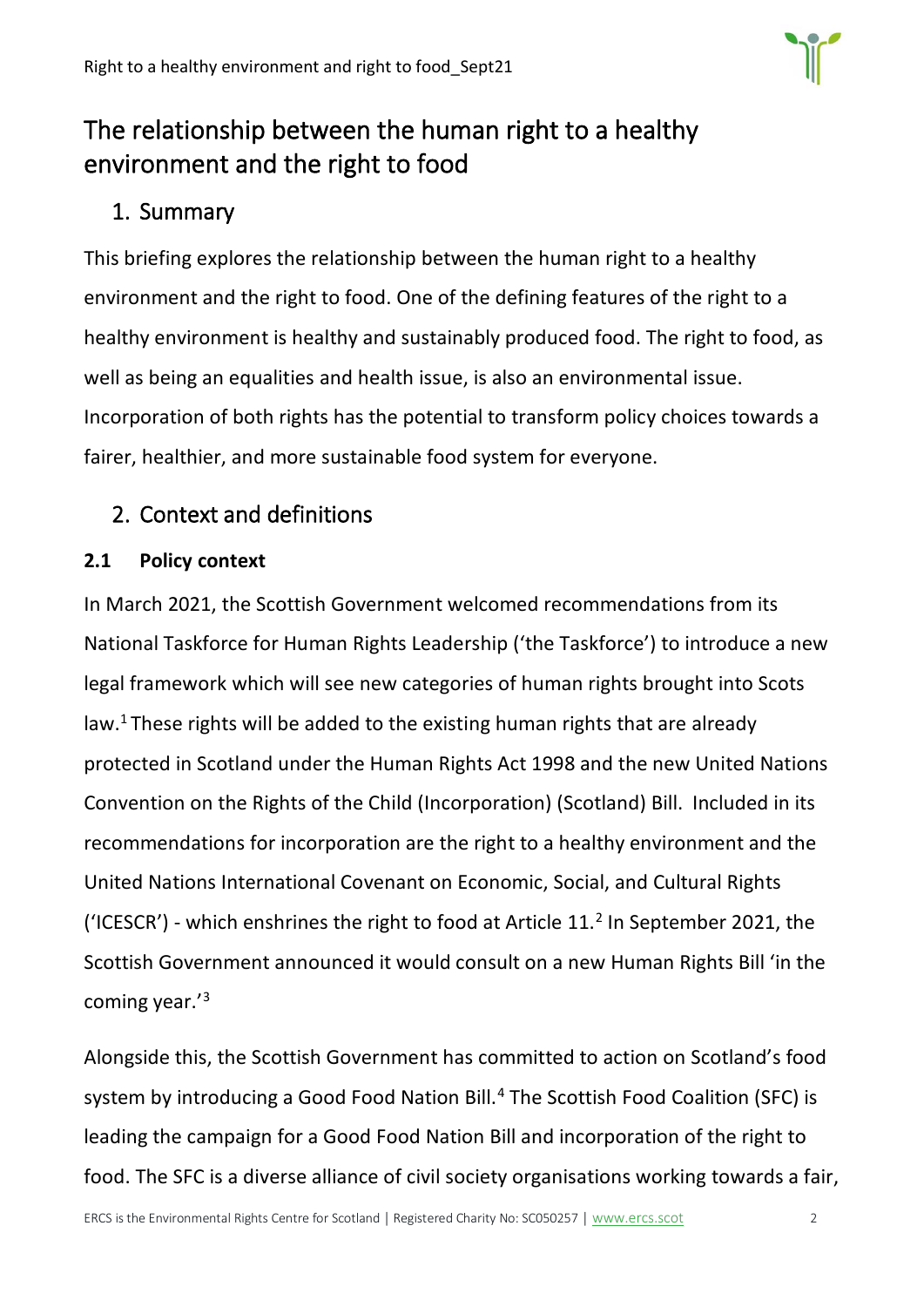# The relationship between the human right to a healthy environment and the right to food

## 1. Summary

This briefing explores the relationship between the human right to a healthy environment and the right to food. One of the defining features of the right to a healthy environment is healthy and sustainably produced food. The right to food, as well as being an equalities and health issue, is also an environmental issue. Incorporation of both rights has the potential to transform policy choices towards a fairer, healthier, and more sustainable food system for everyone.

## 2. Context and definitions

### 2.1 Policy context

In March 2021, the Scottish Government welcomed recommendations from its National Taskforce for Human Rights Leadership ('the Taskforce') to introduce a new legal framework which will see new categories of human rights brought into Scots law.[1] These rights will be added to the existing human rights that are already protected in Scotland under the Human Rights Act 1998 and the new United Nations Convention on the Rights of the Child (Incorporation) (Scotland) Bill. Included in its recommendations for incorporation are the right to a healthy environment and the United Nations International Covenant on Economic, Social, and Cultural Rights ('ICESCR') - which enshrines the right to food at Article 11.[2] In September 2021, the Scottish Government announced it would consult on a new Human Rights Bill 'in the coming year.'[3]

Alongside this, the Scottish Government has committed to action on Scotland's food system by introducing a Good Food Nation Bill.[4] The Scottish Food Coalition (SFC) is leading the campaign for a Good Food Nation Bill and incorporation of the right to food. The SFC is a diverse alliance of civil society organisations working towards a fair,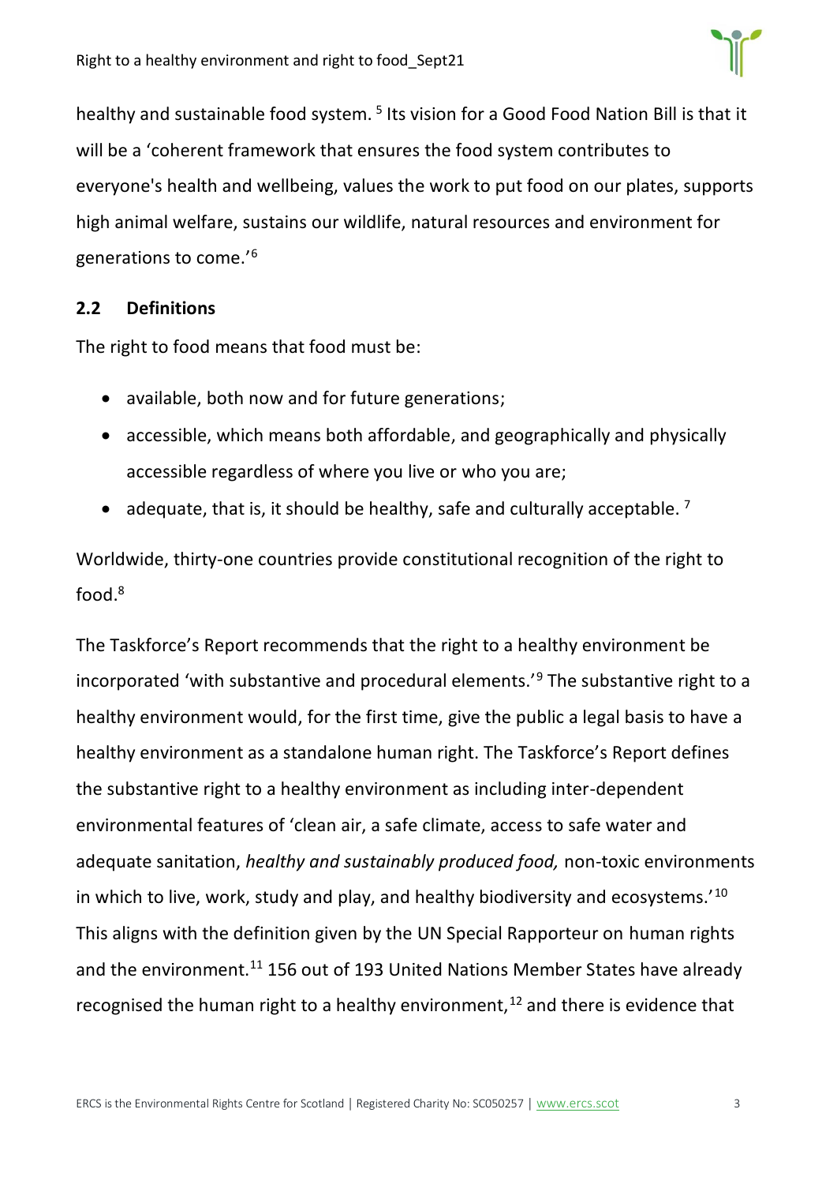healthy and sustainable food system. [5] Its vision for a Good Food Nation Bill is that it will be a 'coherent framework that ensures the food system contributes to everyone's health and wellbeing, values the work to put food on our plates, supports high animal welfare, sustains our wildlife, natural resources and environment for generations to come.'[6]

### 2.2 Definitions

The right to food means that food must be:

- available, both now and for future generations;
- accessible, which means both affordable, and geographically and physically accessible regardless of where you live or who you are;
- adequate, that is, it should be healthy, safe and culturally acceptable. [7]

Worldwide, thirty-one countries provide constitutional recognition of the right to food.[8]

The Taskforce's Report recommends that the right to a healthy environment be incorporated 'with substantive and procedural elements.'[9] The substantive right to a healthy environment would, for the first time, give the public a legal basis to have a healthy environment as a standalone human right. The Taskforce's Report defines the substantive right to a healthy environment as including inter-dependent environmental features of 'clean air, a safe climate, access to safe water and adequate sanitation, *healthy and sustainably produced food,* non-toxic environments in which to live, work, study and play, and healthy biodiversity and ecosystems.'[10] This aligns with the definition given by the UN Special Rapporteur on human rights and the environment.[11] 156 out of 193 United Nations Member States have already recognised the human right to a healthy environment,[12] and there is evidence that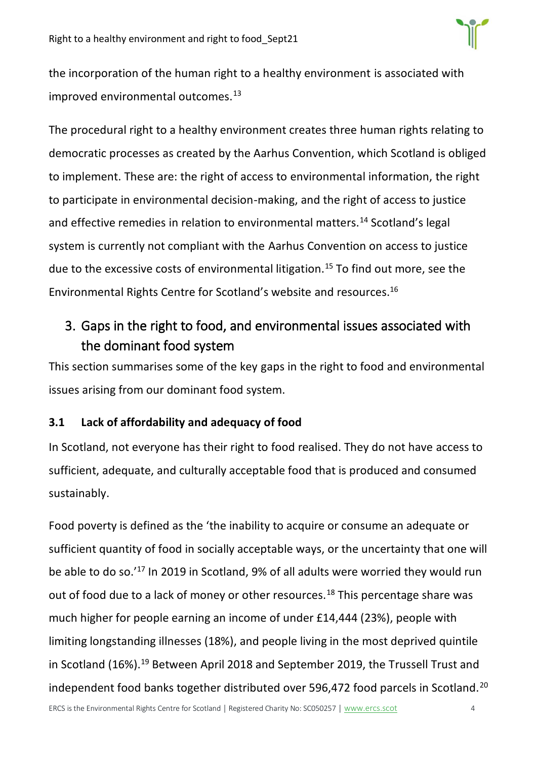the incorporation of the human right to a healthy environment is associated with improved environmental outcomes.[13]

The procedural right to a healthy environment creates three human rights relating to democratic processes as created by the Aarhus Convention, which Scotland is obliged to implement. These are: the right of access to environmental information, the right to participate in environmental decision-making, and the right of access to justice and effective remedies in relation to environmental matters.[14] Scotland's legal system is currently not compliant with the Aarhus Convention on access to justice due to the excessive costs of environmental litigation.[15] To find out more, see the Environmental Rights Centre for Scotland's website and resources.[16]

## 3. Gaps in the right to food, and environmental issues associated with the dominant food system

This section summarises some of the key gaps in the right to food and environmental issues arising from our dominant food system.

### 3.1 Lack of affordability and adequacy of food

In Scotland, not everyone has their right to food realised. They do not have access to sufficient, adequate, and culturally acceptable food that is produced and consumed sustainably.

Food poverty is defined as the 'the inability to acquire or consume an adequate or sufficient quantity of food in socially acceptable ways, or the uncertainty that one will be able to do so.'[17] In 2019 in Scotland, 9% of all adults were worried they would run out of food due to a lack of money or other resources.[18] This percentage share was much higher for people earning an income of under £14,444 (23%), people with limiting longstanding illnesses (18%), and people living in the most deprived quintile in Scotland (16%).[19] Between April 2018 and September 2019, the Trussell Trust and independent food banks together distributed over 596,472 food parcels in Scotland.[20]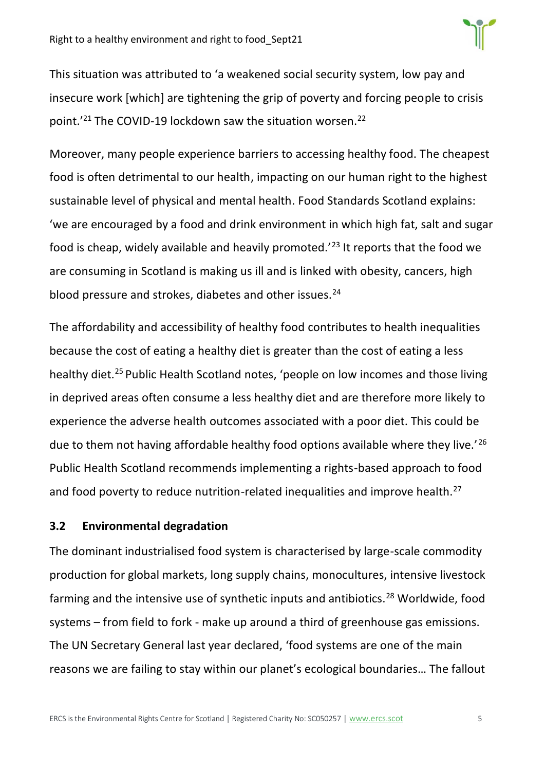This situation was attributed to 'a weakened social security system, low pay and insecure work [which] are tightening the grip of poverty and forcing people to crisis point.'[21] The COVID-19 lockdown saw the situation worsen.[22]

Moreover, many people experience barriers to accessing healthy food. The cheapest food is often detrimental to our health, impacting on our human right to the highest sustainable level of physical and mental health. Food Standards Scotland explains: 'we are encouraged by a food and drink environment in which high fat, salt and sugar food is cheap, widely available and heavily promoted.'[23] It reports that the food we are consuming in Scotland is making us ill and is linked with obesity, cancers, high blood pressure and strokes, diabetes and other issues.[24]

The affordability and accessibility of healthy food contributes to health inequalities because the cost of eating a healthy diet is greater than the cost of eating a less healthy diet.[25] Public Health Scotland notes, 'people on low incomes and those living in deprived areas often consume a less healthy diet and are therefore more likely to experience the adverse health outcomes associated with a poor diet. This could be due to them not having affordable healthy food options available where they live.'[26] Public Health Scotland recommends implementing a rights-based approach to food and food poverty to reduce nutrition-related inequalities and improve health.[27]

### 3.2 Environmental degradation

The dominant industrialised food system is characterised by large-scale commodity production for global markets, long supply chains, monocultures, intensive livestock farming and the intensive use of synthetic inputs and antibiotics.[28] Worldwide, food systems – from field to fork - make up around a third of greenhouse gas emissions. The UN Secretary General last year declared, 'food systems are one of the main reasons we are failing to stay within our planet's ecological boundaries… The fallout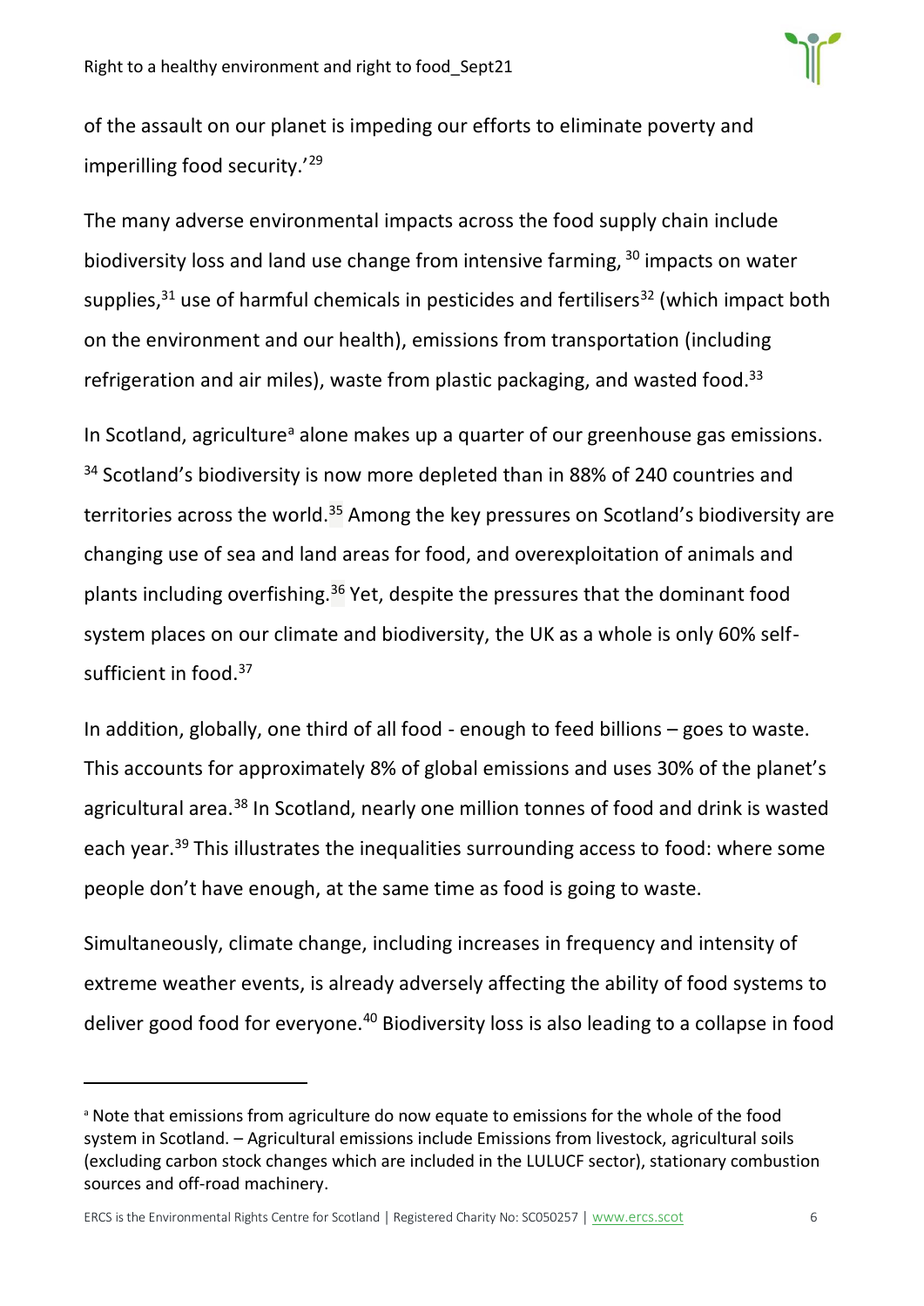of the assault on our planet is impeding our efforts to eliminate poverty and imperilling food security.'[29]

The many adverse environmental impacts across the food supply chain include biodiversity loss and land use change from intensive farming, [30] impacts on water supplies,[31] use of harmful chemicals in pesticides and fertilisers[32] (which impact both on the environment and our health), emissions from transportation (including refrigeration and air miles), waste from plastic packaging, and wasted food.[33]

In Scotland, agriculture[a] alone makes up a quarter of our greenhouse gas emissions. [34] Scotland's biodiversity is now more depleted than in 88% of 240 countries and territories across the world.[35] Among the key pressures on Scotland's biodiversity are changing use of sea and land areas for food, and overexploitation of animals and plants including overfishing.[36] Yet, despite the pressures that the dominant food system places on our climate and biodiversity, the UK as a whole is only 60% self-sufficient in food.[37]

In addition, globally, one third of all food - enough to feed billions – goes to waste. This accounts for approximately 8% of global emissions and uses 30% of the planet's agricultural area.[38] In Scotland, nearly one million tonnes of food and drink is wasted each year.[39] This illustrates the inequalities surrounding access to food: where some people don't have enough, at the same time as food is going to waste.

Simultaneously, climate change, including increases in frequency and intensity of extreme weather events, is already adversely affecting the ability of food systems to deliver good food for everyone.[40] Biodiversity loss is also leading to a collapse in food

---

[a] Note that emissions from agriculture do now equate to emissions for the whole of the food system in Scotland. – Agricultural emissions include Emissions from livestock, agricultural soils (excluding carbon stock changes which are included in the LULUCF sector), stationary combustion sources and off-road machinery.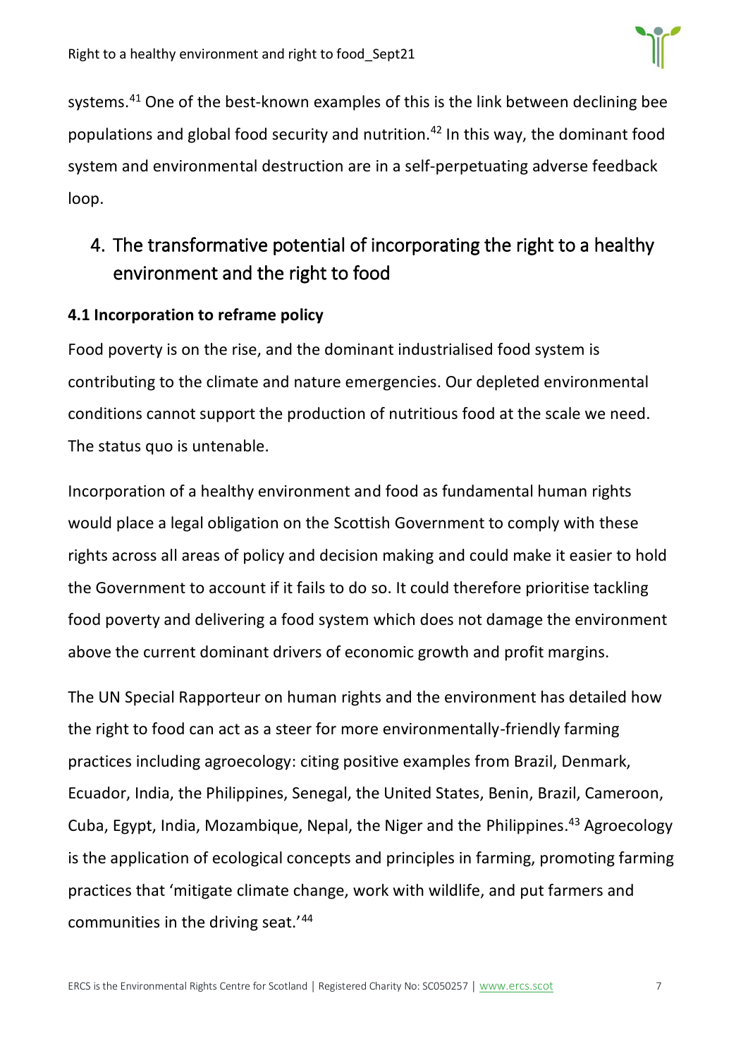systems.[41] One of the best-known examples of this is the link between declining bee populations and global food security and nutrition.[42] In this way, the dominant food system and environmental destruction are in a self-perpetuating adverse feedback loop.

## 4. The transformative potential of incorporating the right to a healthy environment and the right to food

### 4.1 Incorporation to reframe policy

Food poverty is on the rise, and the dominant industrialised food system is contributing to the climate and nature emergencies. Our depleted environmental conditions cannot support the production of nutritious food at the scale we need. The status quo is untenable.

Incorporation of a healthy environment and food as fundamental human rights would place a legal obligation on the Scottish Government to comply with these rights across all areas of policy and decision making and could make it easier to hold the Government to account if it fails to do so. It could therefore prioritise tackling food poverty and delivering a food system which does not damage the environment above the current dominant drivers of economic growth and profit margins.

The UN Special Rapporteur on human rights and the environment has detailed how the right to food can act as a steer for more environmentally-friendly farming practices including agroecology: citing positive examples from Brazil, Denmark, Ecuador, India, the Philippines, Senegal, the United States, Benin, Brazil, Cameroon, Cuba, Egypt, India, Mozambique, Nepal, the Niger and the Philippines.[43] Agroecology is the application of ecological concepts and principles in farming, promoting farming practices that 'mitigate climate change, work with wildlife, and put farmers and communities in the driving seat.'[44]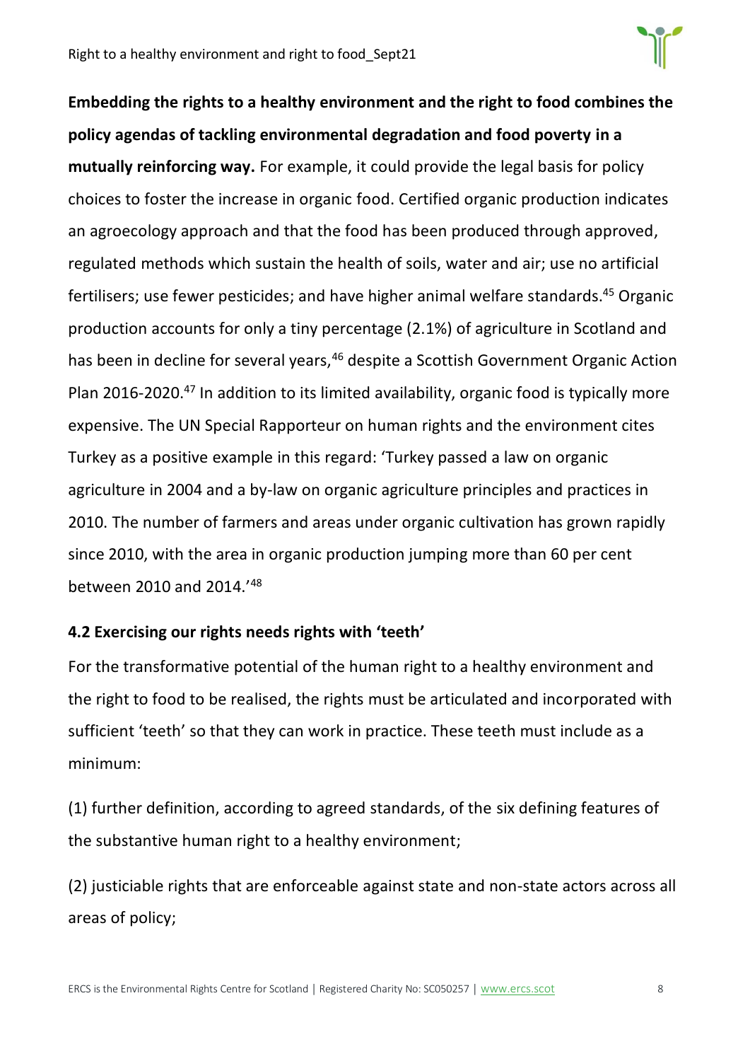**Embedding the rights to a healthy environment and the right to food combines the policy agendas of tackling environmental degradation and food poverty in a mutually reinforcing way.** For example, it could provide the legal basis for policy choices to foster the increase in organic food. Certified organic production indicates an agroecology approach and that the food has been produced through approved, regulated methods which sustain the health of soils, water and air; use no artificial fertilisers; use fewer pesticides; and have higher animal welfare standards.[45] Organic production accounts for only a tiny percentage (2.1%) of agriculture in Scotland and has been in decline for several years,[46] despite a Scottish Government Organic Action Plan 2016-2020.[47] In addition to its limited availability, organic food is typically more expensive. The UN Special Rapporteur on human rights and the environment cites Turkey as a positive example in this regard: 'Turkey passed a law on organic agriculture in 2004 and a by-law on organic agriculture principles and practices in 2010. The number of farmers and areas under organic cultivation has grown rapidly since 2010, with the area in organic production jumping more than 60 per cent between 2010 and 2014.'[48]

### 4.2 Exercising our rights needs rights with 'teeth'

For the transformative potential of the human right to a healthy environment and the right to food to be realised, the rights must be articulated and incorporated with sufficient 'teeth' so that they can work in practice. These teeth must include as a minimum:

(1) further definition, according to agreed standards, of the six defining features of the substantive human right to a healthy environment;

(2) justiciable rights that are enforceable against state and non-state actors across all areas of policy;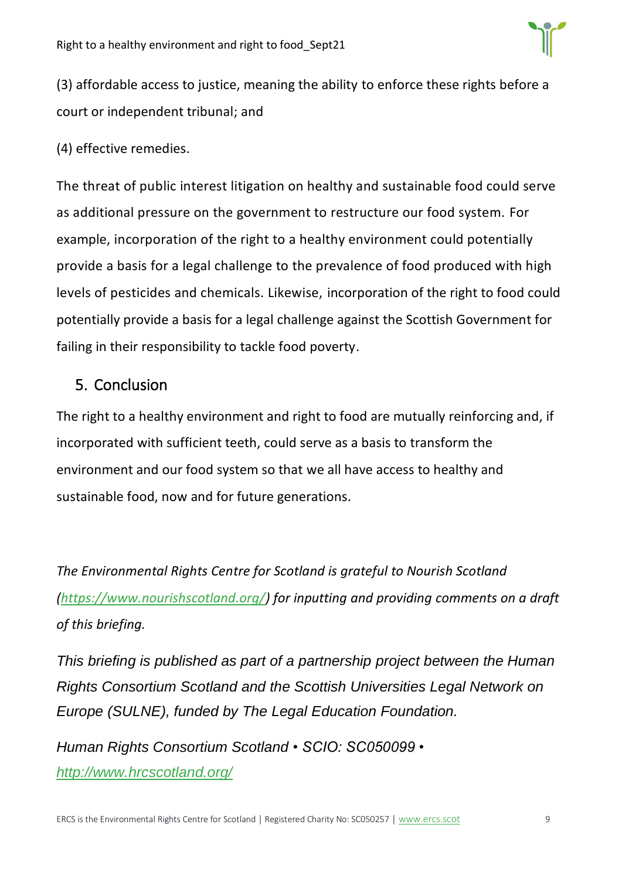(3) affordable access to justice, meaning the ability to enforce these rights before a court or independent tribunal; and

(4) effective remedies.

The threat of public interest litigation on healthy and sustainable food could serve as additional pressure on the government to restructure our food system. For example, incorporation of the right to a healthy environment could potentially provide a basis for a legal challenge to the prevalence of food produced with high levels of pesticides and chemicals. Likewise, incorporation of the right to food could potentially provide a basis for a legal challenge against the Scottish Government for failing in their responsibility to tackle food poverty.

## 5. Conclusion

The right to a healthy environment and right to food are mutually reinforcing and, if incorporated with sufficient teeth, could serve as a basis to transform the environment and our food system so that we all have access to healthy and sustainable food, now and for future generations.

*The Environmental Rights Centre for Scotland is grateful to Nourish Scotland ([https://www.nourishscotland.org/](https://www.nourishscotland.org/)) for inputting and providing comments on a draft of this briefing.*

*This briefing is published as part of a partnership project between the Human Rights Consortium Scotland and the Scottish Universities Legal Network on Europe (SULNE), funded by The Legal Education Foundation.*

*Human Rights Consortium Scotland • SCIO: SC050099 • [http://www.hrcscotland.org/](http://www.hrcscotland.org/)*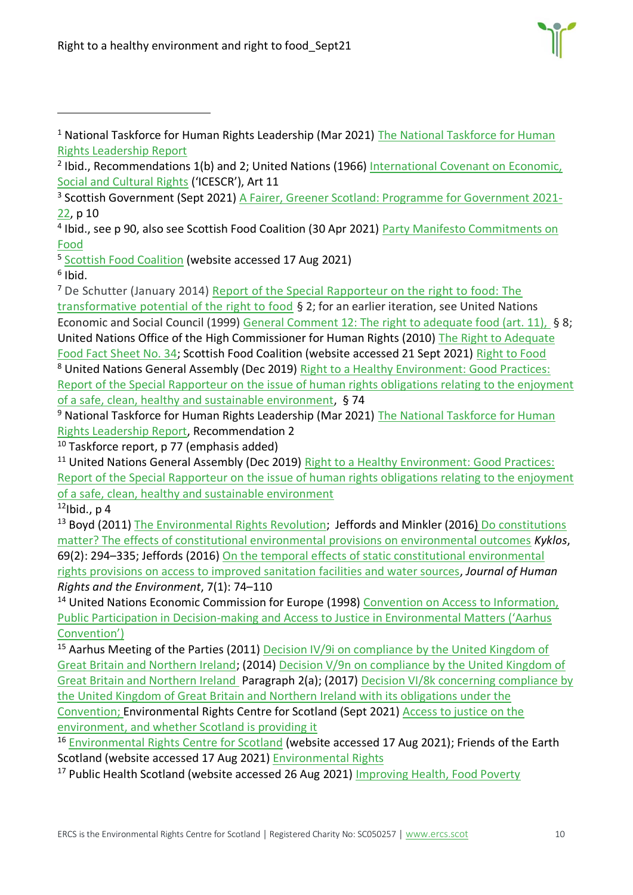---

[1] National Taskforce for Human Rights Leadership (Mar 2021) The National Taskforce for Human Rights Leadership Report

[2] Ibid., Recommendations 1(b) and 2; United Nations (1966) International Covenant on Economic, Social and Cultural Rights ('ICESCR'), Art 11

[3] Scottish Government (Sept 2021) A Fairer, Greener Scotland: Programme for Government 2021-22, p 10

[4] Ibid., see p 90, also see Scottish Food Coalition (30 Apr 2021) Party Manifesto Commitments on Food

[5] Scottish Food Coalition (website accessed 17 Aug 2021)

[6] Ibid.

[7] De Schutter (January 2014) Report of the Special Rapporteur on the right to food: The transformative potential of the right to food § 2; for an earlier iteration, see United Nations Economic and Social Council (1999) General Comment 12: The right to adequate food (art. 11), § 8; United Nations Office of the High Commissioner for Human Rights (2010) The Right to Adequate Food Fact Sheet No. 34; Scottish Food Coalition (website accessed 21 Sept 2021) Right to Food

[8] United Nations General Assembly (Dec 2019) Right to a Healthy Environment: Good Practices: Report of the Special Rapporteur on the issue of human rights obligations relating to the enjoyment of a safe, clean, healthy and sustainable environment, § 74

[9] National Taskforce for Human Rights Leadership (Mar 2021) The National Taskforce for Human Rights Leadership Report, Recommendation 2

[10] Taskforce report, p 77 (emphasis added)

[11] United Nations General Assembly (Dec 2019) Right to a Healthy Environment: Good Practices: Report of the Special Rapporteur on the issue of human rights obligations relating to the enjoyment of a safe, clean, healthy and sustainable environment

[12] Ibid., p 4

[13] Boyd (2011) The Environmental Rights Revolution; Jeffords and Minkler (2016) Do constitutions matter? The effects of constitutional environmental provisions on environmental outcomes *Kyklos*, 69(2): 294–335; Jeffords (2016) On the temporal effects of static constitutional environmental rights provisions on access to improved sanitation facilities and water sources, *Journal of Human Rights and the Environment*, 7(1): 74–110

[14] United Nations Economic Commission for Europe (1998) Convention on Access to Information, Public Participation in Decision-making and Access to Justice in Environmental Matters ('Aarhus Convention')

[15] Aarhus Meeting of the Parties (2011) Decision IV/9i on compliance by the United Kingdom of Great Britain and Northern Ireland; (2014) Decision V/9n on compliance by the United Kingdom of Great Britain and Northern Ireland Paragraph 2(a); (2017) Decision VI/8k concerning compliance by the United Kingdom of Great Britain and Northern Ireland with its obligations under the Convention; Environmental Rights Centre for Scotland (Sept 2021) Access to justice on the environment, and whether Scotland is providing it

[16] Environmental Rights Centre for Scotland (website accessed 17 Aug 2021); Friends of the Earth Scotland (website accessed 17 Aug 2021) Environmental Rights

[17] Public Health Scotland (website accessed 26 Aug 2021) Improving Health, Food Poverty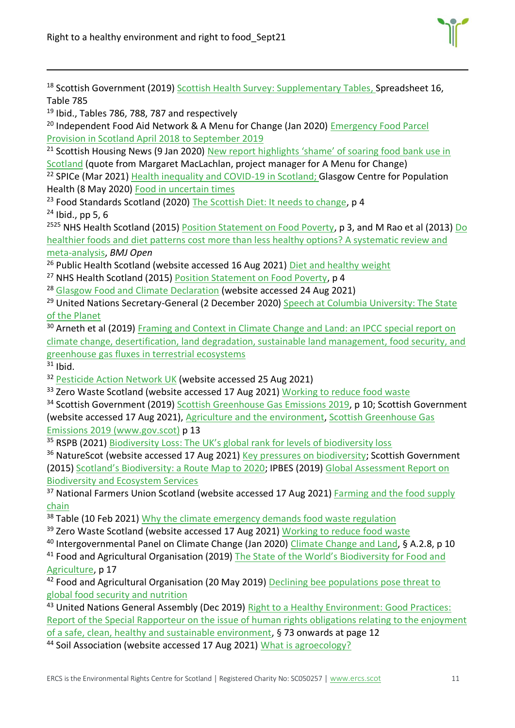[18] Scottish Government (2019) Scottish Health Survey: Supplementary Tables, Spreadsheet 16, Table 785

[19] Ibid., Tables 786, 788, 787 and respectively

[20] Independent Food Aid Network & A Menu for Change (Jan 2020) Emergency Food Parcel Provision in Scotland April 2018 to September 2019

[21] Scottish Housing News (9 Jan 2020) New report highlights 'shame' of soaring food bank use in Scotland (quote from Margaret MacLachlan, project manager for A Menu for Change)

[22] SPICe (Mar 2021) Health inequality and COVID-19 in Scotland; Glasgow Centre for Population Health (8 May 2020) Food in uncertain times

[23] Food Standards Scotland (2020) The Scottish Diet: It needs to change, p 4

[24] Ibid., pp 5, 6

[2525] NHS Health Scotland (2015) Position Statement on Food Poverty, p 3, and M Rao et al (2013) Do healthier foods and diet patterns cost more than less healthy options? A systematic review and meta-analysis, *BMJ Open*

[26] Public Health Scotland (website accessed 16 Aug 2021) Diet and healthy weight

[27] NHS Health Scotland (2015) Position Statement on Food Poverty, p 4

[28] Glasgow Food and Climate Declaration (website accessed 24 Aug 2021)

[29] United Nations Secretary-General (2 December 2020) Speech at Columbia University: The State of the Planet

[30] Arneth et al (2019) Framing and Context in Climate Change and Land: an IPCC special report on climate change, desertification, land degradation, sustainable land management, food security, and greenhouse gas fluxes in terrestrial ecosystems

[31] Ibid.

[32] Pesticide Action Network UK (website accessed 25 Aug 2021)

[33] Zero Waste Scotland (website accessed 17 Aug 2021) Working to reduce food waste

[34] Scottish Government (2019) Scottish Greenhouse Gas Emissions 2019, p 10; Scottish Government (website accessed 17 Aug 2021), Agriculture and the environment, Scottish Greenhouse Gas Emissions 2019 (www.gov.scot) p 13

[35] RSPB (2021) Biodiversity Loss: The UK's global rank for levels of biodiversity loss

[36] NatureScot (website accessed 17 Aug 2021) Key pressures on biodiversity; Scottish Government (2015) Scotland's Biodiversity: a Route Map to 2020; IPBES (2019) Global Assessment Report on Biodiversity and Ecosystem Services

[37] National Farmers Union Scotland (website accessed 17 Aug 2021) Farming and the food supply chain

[38] Table (10 Feb 2021) Why the climate emergency demands food waste regulation

[39] Zero Waste Scotland (website accessed 17 Aug 2021) Working to reduce food waste

[40] Intergovernmental Panel on Climate Change (Jan 2020) Climate Change and Land, § A.2.8, p 10

[41] Food and Agricultural Organisation (2019) The State of the World's Biodiversity for Food and Agriculture, p 17

[42] Food and Agricultural Organisation (20 May 2019) Declining bee populations pose threat to global food security and nutrition

[43] United Nations General Assembly (Dec 2019) Right to a Healthy Environment: Good Practices: Report of the Special Rapporteur on the issue of human rights obligations relating to the enjoyment of a safe, clean, healthy and sustainable environment, § 73 onwards at page 12

[44] Soil Association (website accessed 17 Aug 2021) What is agroecology?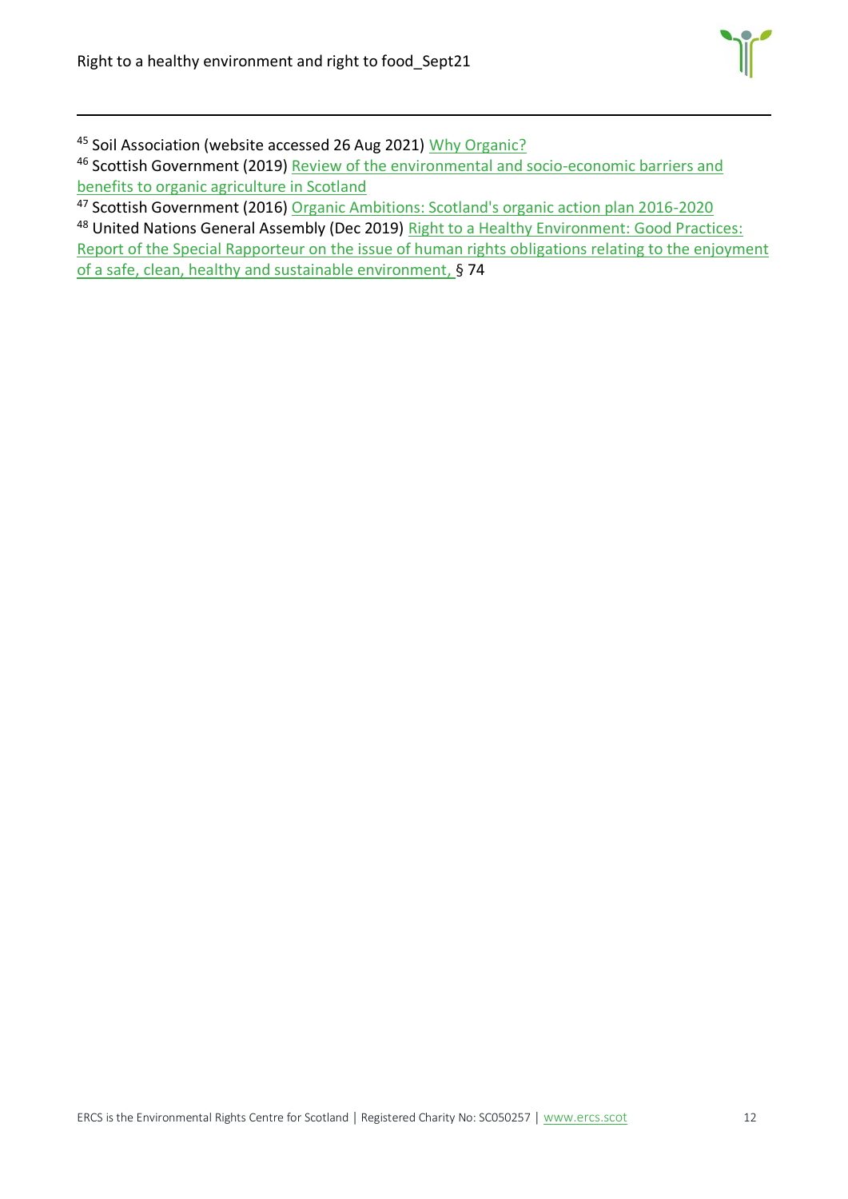[45] Soil Association (website accessed 26 Aug 2021) Why Organic?

[46] Scottish Government (2019) Review of the environmental and socio-economic barriers and benefits to organic agriculture in Scotland

[47] Scottish Government (2016) Organic Ambitions: Scotland's organic action plan 2016-2020

[48] United Nations General Assembly (Dec 2019) Right to a Healthy Environment: Good Practices: Report of the Special Rapporteur on the issue of human rights obligations relating to the enjoyment of a safe, clean, healthy and sustainable environment, § 74